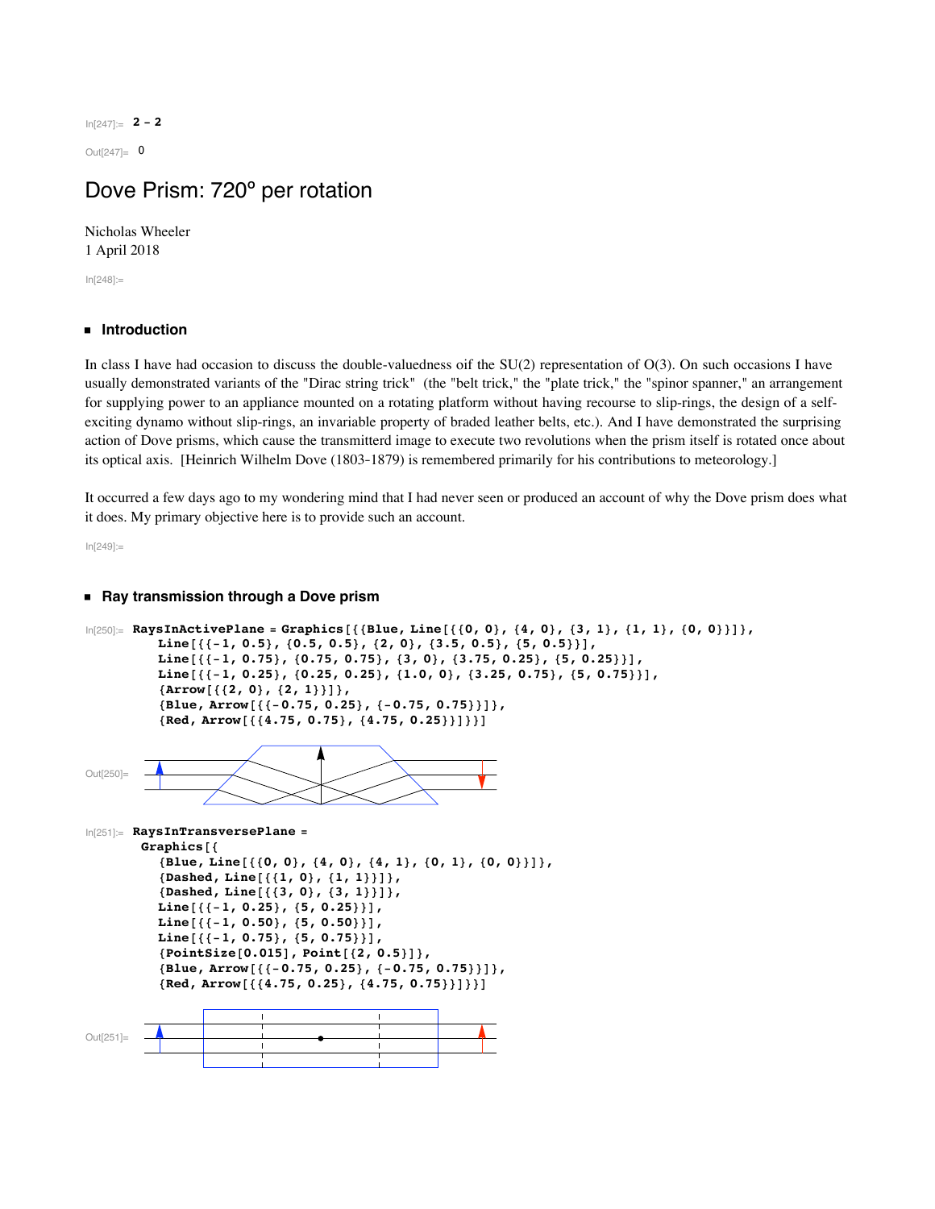In[247]:= **2 - 2**

Out[247]= 0

# Dove Prism: 720° per rotation

Nicholas Wheeler
1 April 2018

In[248]:=

## Introduction

In class I have had occasion to discuss the double-valuedness oif the SU(2) representation of O(3). On such occasions I have usually demonstrated variants of the "Dirac string trick" (the "belt trick," the "plate trick," the "spinor spanner," an arrangement for supplying power to an appliance mounted on a rotating platform without having recourse to slip-rings, the design of a self-exciting dynamo without slip-rings, an invariable property of braded leather belts, etc.). And I have demonstrated the surprising action of Dove prisms, which cause the transmitterd image to execute two revolutions when the prism itself is rotated once about its optical axis. [Heinrich Wilhelm Dove (1803-1879) is remembered primarily for his contributions to meteorology.]

It occurred a few days ago to my wondering mind that I had never seen or produced an account of why the Dove prism does what it does. My primary objective here is to provide such an account.

In[249]:=

## Ray transmission through a Dove prism

In[250]:=
```
RaysInActivePlane = Graphics[{{Blue, Line[{{0, 0}, {4, 0}, {3, 1}, {1, 1}, {0, 0}}]},
   Line[{{-1, 0.5}, {0.5, 0.5}, {2, 0}, {3.5, 0.5}, {5, 0.5}}],
   Line[{{-1, 0.75}, {0.75, 0.75}, {3, 0}, {3.75, 0.25}, {5, 0.25}}],
   Line[{{-1, 0.25}, {0.25, 0.25}, {1.0, 0}, {3.25, 0.75}, {5, 0.75}}],
   {Arrow[{{2, 0}, {2, 1}}]},
   {Blue, Arrow[{{-0.75, 0.25}, {-0.75, 0.75}}]},
   {Red, Arrow[{{4.75, 0.75}, {4.75, 0.25}}]}}]
```

Out[250]=

In[251]:=
```
RaysInTransversePlane =
 Graphics[{
   {Blue, Line[{{0, 0}, {4, 0}, {4, 1}, {0, 1}, {0, 0}}]},
   {Dashed, Line[{{1, 0}, {1, 1}}]},
   {Dashed, Line[{{3, 0}, {3, 1}}]},
   Line[{{-1, 0.25}, {5, 0.25}}],
   Line[{{-1, 0.50}, {5, 0.50}}],
   Line[{{-1, 0.75}, {5, 0.75}}],
   {PointSize[0.015], Point[{2, 0.5}]},
   {Blue, Arrow[{{-0.75, 0.25}, {-0.75, 0.75}}]},
   {Red, Arrow[{{4.75, 0.25}, {4.75, 0.75}}]}}]
```

Out[251]=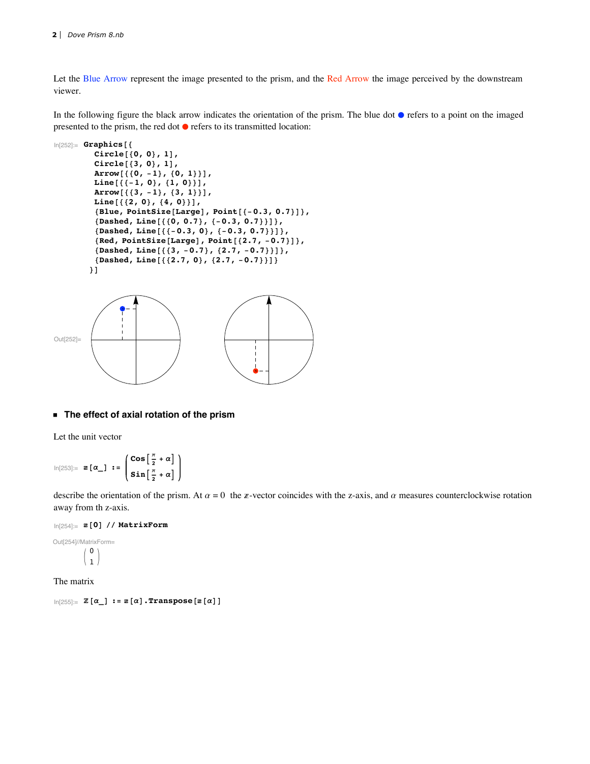Let the Blue Arrow represent the image presented to the prism, and the Red Arrow the image perceived by the downstream viewer.

In the following figure the black arrow indicates the orientation of the prism. The blue dot ● refers to a point on the imaged presented to the prism, the red dot ● refers to its transmitted location:

In[252]:=
```
Graphics[{
  Circle[{0, 0}, 1],
  Circle[{3, 0}, 1],
  Arrow[{{0, -1}, {0, 1}}],
  Line[{{-1, 0}, {1, 0}}],
  Arrow[{{3, -1}, {3, 1}}],
  Line[{{2, 0}, {4, 0}}],
  {Blue, PointSize[Large], Point[{-0.3, 0.7}]},
  {Dashed, Line[{{0, 0.7}, {-0.3, 0.7}}]},
  {Dashed, Line[{{-0.3, 0}, {-0.3, 0.7}}]},
  {Red, PointSize[Large], Point[{2.7, -0.7}]},
  {Dashed, Line[{{3, -0.7}, {2.7, -0.7}}]},
  {Dashed, Line[{{2.7, 0}, {2.7, -0.7}}]}
 }]
```

Out[252]=

## The effect of axial rotation of the prism

Let the unit vector

In[253]:= $\mathbb{z}[\alpha\_] := \begin{pmatrix} \text{Cos}\left[\frac{\pi}{2} + \alpha\right] \\ \text{Sin}\left[\frac{\pi}{2} + \alpha\right] \end{pmatrix}$

describe the orientation of the prism. At $\alpha = 0$ the $\mathbb{z}$-vector coincides with the z-axis, and $\alpha$ measures counterclockwise rotation away from th z-axis.

In[254]:=
```
z[0] // MatrixForm
```

Out[254]//MatrixForm=

$$\begin{pmatrix} 0 \\ 1 \end{pmatrix}$$

The matrix

In[255]:=
```
Z[α_] := z[α].Transpose[z[α]]
```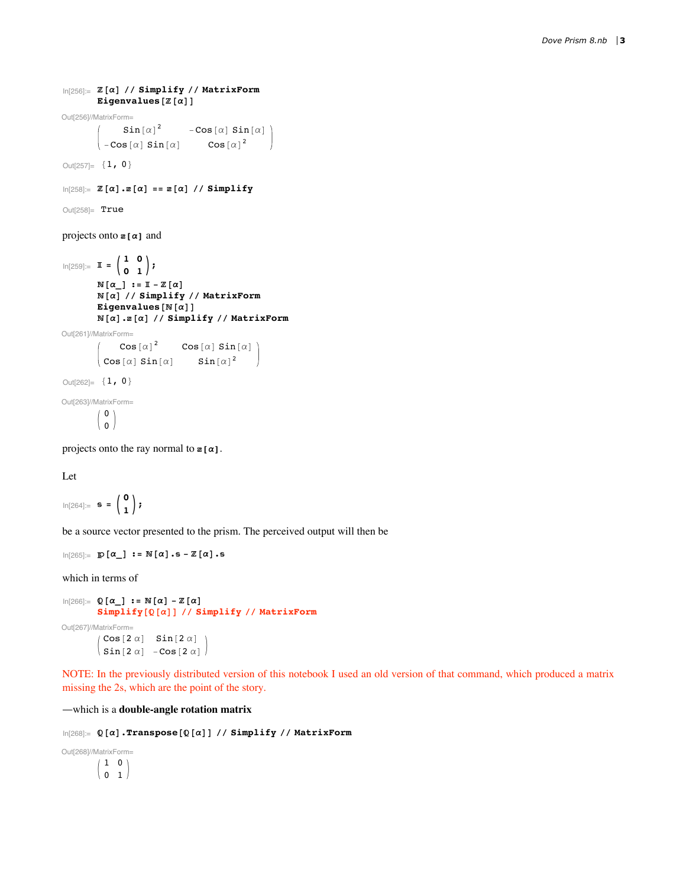```
In[256]:= ℤ[α] // Simplify // MatrixForm
          Eigenvalues[ℤ[α]]
```

Out[256]//MatrixForm=

$$\begin{pmatrix} \text{Sin}[\alpha]^2 & -\text{Cos}[\alpha]\,\text{Sin}[\alpha] \\ -\text{Cos}[\alpha]\,\text{Sin}[\alpha] & \text{Cos}[\alpha]^2 \end{pmatrix}$$

```
Out[257]= {1, 0}
```

```
In[258]:= ℤ[α].𝕫[α] == 𝕫[α] // Simplify
```

```
Out[258]= True
```

projects onto **𝕫[α]** and

```
In[259]:= 𝕀 = (1 0
               0 1);
          ℕ[α_] := 𝕀 - ℤ[α]
          ℕ[α] // Simplify // MatrixForm
          Eigenvalues[ℕ[α]]
          ℕ[α].𝕫[α] // Simplify // MatrixForm
```

Out[261]//MatrixForm=

$$\begin{pmatrix} \text{Cos}[\alpha]^2 & \text{Cos}[\alpha]\,\text{Sin}[\alpha] \\ \text{Cos}[\alpha]\,\text{Sin}[\alpha] & \text{Sin}[\alpha]^2 \end{pmatrix}$$

```
Out[262]= {1, 0}
```

Out[263]//MatrixForm=

$$\begin{pmatrix} 0 \\ 0 \end{pmatrix}$$

projects onto the ray normal to **𝕫[α]**.

Let

```
In[264]:= 𝕤 = (0
               1);
```

be a source vector presented to the prism. The perceived output will then be

```
In[265]:= ℙ[α_] := ℕ[α].𝕤 - ℤ[α].𝕤
```

which in terms of

```
In[266]:= ℚ[α_] := ℕ[α] - ℤ[α]
          Simplify[ℚ[α]] // Simplify // MatrixForm
```

Out[267]//MatrixForm=

$$\begin{pmatrix} \text{Cos}[2\,\alpha] & \text{Sin}[2\,\alpha] \\ \text{Sin}[2\,\alpha] & -\text{Cos}[2\,\alpha] \end{pmatrix}$$

NOTE: In the previously distributed version of this notebook I used an old version of that command, which produced a matrix missing the 2s, which are the point of the story.

—which is a **double-angle rotation matrix**

```
In[268]:= ℚ[α].Transpose[ℚ[α]] // Simplify // MatrixForm
```

Out[268]//MatrixForm=

$$\begin{pmatrix} 1 & 0 \\ 0 & 1 \end{pmatrix}$$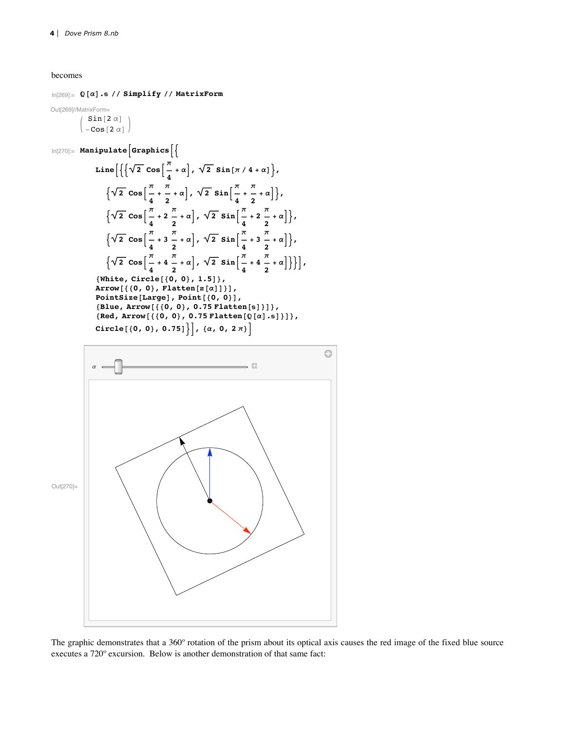becomes

```
In[269]:= ℚ[α].𝕤 // Simplify // MatrixForm
```

Out[269]//MatrixForm=

$$\begin{pmatrix} \text{Sin}[2\,\alpha] \\ -\text{Cos}[2\,\alpha] \end{pmatrix}$$

```
In[270]:= Manipulate[Graphics[{
    Line[{{√2 Cos[π/4 + α], √2 Sin[π / 4 + α]},
      {√2 Cos[π/4 + π/2 + α], √2 Sin[π/4 + π/2 + α]},
      {√2 Cos[π/4 + 2 π/2 + α], √2 Sin[π/4 + 2 π/2 + α]},
      {√2 Cos[π/4 + 3 π/2 + α], √2 Sin[π/4 + 3 π/2 + α]},
      {√2 Cos[π/4 + 4 π/2 + α], √2 Sin[π/4 + 4 π/2 + α]}}],
    {White, Circle[{0, 0}, 1.5]},
    Arrow[{{0, 0}, Flatten[𝕫[α]]}],
    PointSize[Large], Point[{0, 0}],
    {Blue, Arrow[{{0, 0}, 0.75 Flatten[𝕤]}]},
    {Red, Arrow[{{0, 0}, 0.75 Flatten[ℚ[α].𝕤]}]},
    Circle[{0, 0}, 0.75]}], {α, 0, 2 π}]
```

Out[270]=

The graphic demonstrates that a 360º rotation of the prism about its optical axis causes the red image of the fixed blue source executes a 720º excursion. Below is another demonstration of that same fact: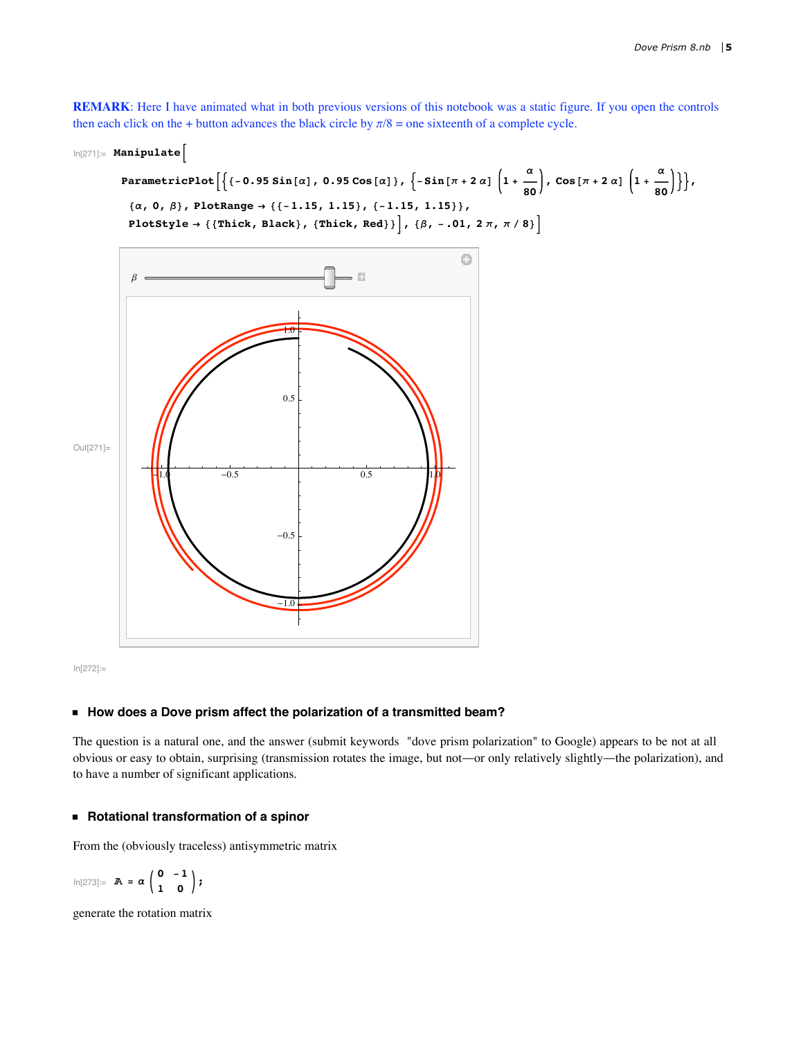**REMARK**: Here I have animated what in both previous versions of this notebook was a static figure. If you open the controls then each click on the + button advances the black circle by $\pi/8$ = one sixteenth of a complete cycle.

In[271]:=
```
Manipulate[
 ParametricPlot[{{-0.95 Sin[α], 0.95 Cos[α]}, {-Sin[π + 2 α] (1 + α/80), Cos[π + 2 α] (1 + α/80)}},
  {α, 0, β}, PlotRange → {{-1.15, 1.15}, {-1.15, 1.15}},
  PlotStyle → {{Thick, Black}, {Thick, Red}}], {β, -.01, 2 π, π / 8}]
```

Out[271]=

In[272]:=

## How does a Dove prism affect the polarization of a transmitted beam?

The question is a natural one, and the answer (submit keywords "dove prism polarization" to Google) appears to be not at all obvious or easy to obtain, surprising (transmission rotates the image, but not—or only relatively slightly—the polarization), and to have a number of significant applications.

## Rotational transformation of a spinor

From the (obviously traceless) antisymmetric matrix

In[273]:=
$$\mathbb{A} = \alpha \begin{pmatrix} 0 & -1 \\ 1 & 0 \end{pmatrix};$$

generate the rotation matrix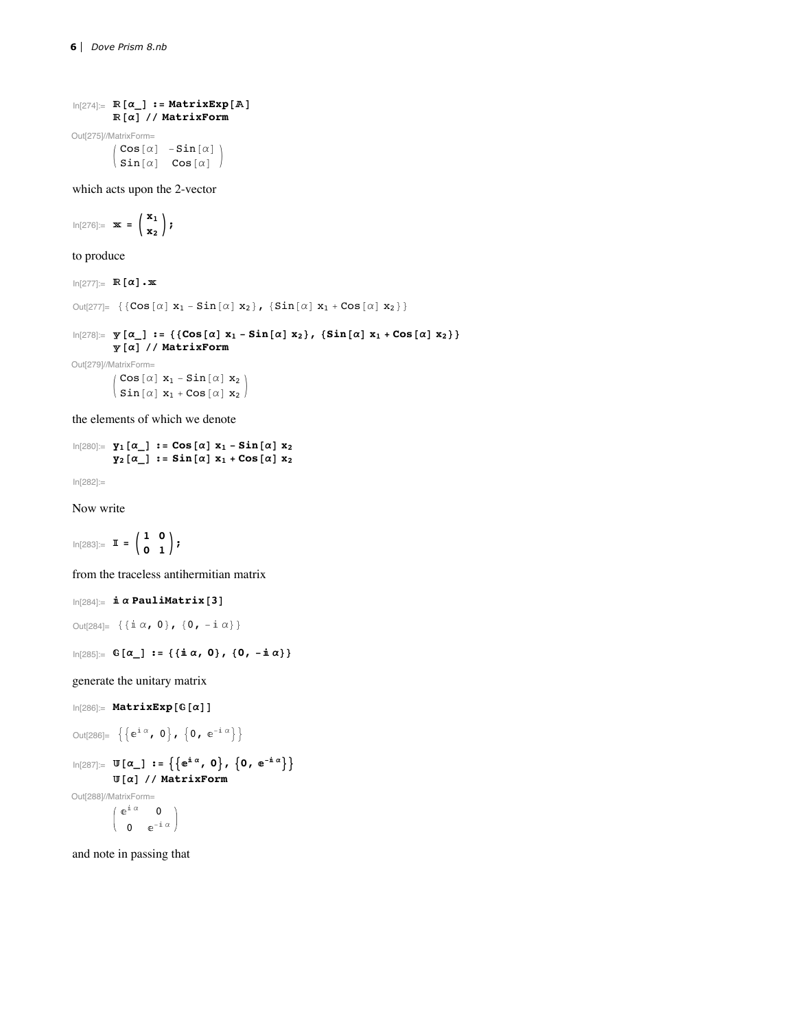```
In[274]:= ℝ[α_] := MatrixExp[𝔸]
          ℝ[α] // MatrixForm
```

Out[275]//MatrixForm=

$$\begin{pmatrix} \text{Cos}[\alpha] & -\text{Sin}[\alpha] \\ \text{Sin}[\alpha] & \text{Cos}[\alpha] \end{pmatrix}$$

which acts upon the 2-vector

```
In[276]:= 𝕩 = (x₁
               x₂);
```

$$\mathbb{x} = \begin{pmatrix} x_1 \\ x_2 \end{pmatrix};$$

to produce

```
In[277]:= ℝ[α].𝕩
```

Out[277]= $\{\{\text{Cos}[\alpha]\, x_1 - \text{Sin}[\alpha]\, x_2\}, \{\text{Sin}[\alpha]\, x_1 + \text{Cos}[\alpha]\, x_2\}\}$

```
In[278]:= 𝕪[α_] := {{Cos[α] x₁ - Sin[α] x₂}, {Sin[α] x₁ + Cos[α] x₂}}
          𝕪[α] // MatrixForm
```

Out[279]//MatrixForm=

$$\begin{pmatrix} \text{Cos}[\alpha]\, x_1 - \text{Sin}[\alpha]\, x_2 \\ \text{Sin}[\alpha]\, x_1 + \text{Cos}[\alpha]\, x_2 \end{pmatrix}$$

the elements of which we denote

```
In[280]:= y₁[α_] := Cos[α] x₁ - Sin[α] x₂
          y₂[α_] := Sin[α] x₁ + Cos[α] x₂
```

In[282]:=

Now write

```
In[283]:= 𝕀 = (1 0
               0 1);
```

$$\mathbb{I} = \begin{pmatrix} 1 & 0 \\ 0 & 1 \end{pmatrix};$$

from the traceless antihermitian matrix

```
In[284]:= ⅈ α PauliMatrix[3]
```

Out[284]= $\{\{i\,\alpha, 0\}, \{0, -i\,\alpha\}\}$

```
In[285]:= 𝔾[α_] := {{ⅈ α, 0}, {0, -ⅈ α}}
```

generate the unitary matrix

```
In[286]:= MatrixExp[𝔾[α]]
```

Out[286]= $\{\{e^{i\alpha}, 0\}, \{0, e^{-i\alpha}\}\}$

```
In[287]:= 𝕌[α_] := {{ⅇ^(ⅈ α), 0}, {0, ⅇ^(-ⅈ α)}}
          𝕌[α] // MatrixForm
```

Out[288]//MatrixForm=

$$\begin{pmatrix} e^{i\alpha} & 0 \\ 0 & e^{-i\alpha} \end{pmatrix}$$

and note in passing that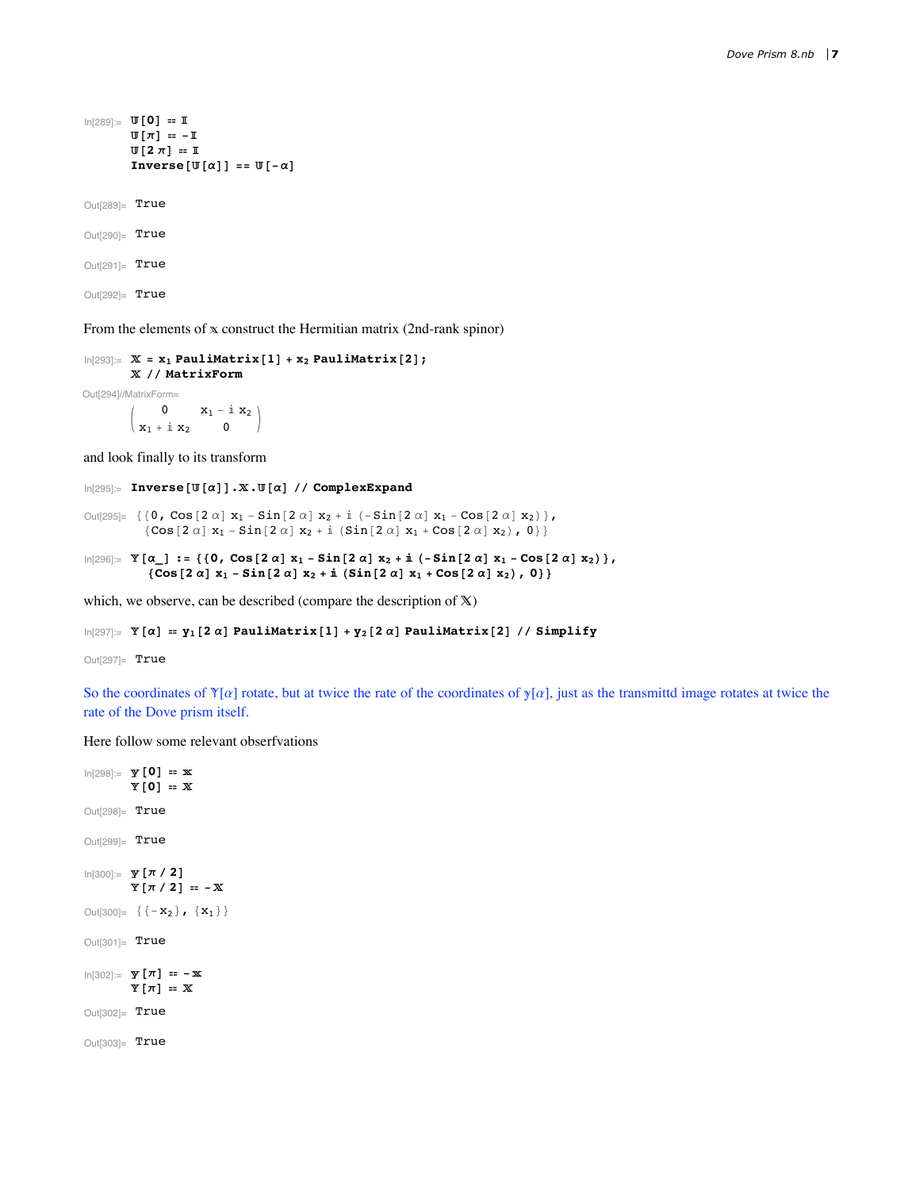```
In[289]:= 𝕌[0] == 𝕀
          𝕌[π] == -𝕀
          𝕌[2 π] == 𝕀
          Inverse[𝕌[α]] == 𝕌[-α]

Out[289]= True

Out[290]= True

Out[291]= True

Out[292]= True
```

From the elements of 𝕩 construct the Hermitian matrix (2nd-rank spinor)

```
In[293]:= 𝕏 = x₁ PauliMatrix[1] + x₂ PauliMatrix[2];
          𝕏 // MatrixForm
```

Out[294]//MatrixForm=

$$\begin{pmatrix} 0 & x_1 - i\, x_2 \\ x_1 + i\, x_2 & 0 \end{pmatrix}$$

and look finally to its transform

```
In[295]:= Inverse[𝕌[α]].𝕏.𝕌[α] // ComplexExpand

Out[295]= {{0, Cos[2 α] x₁ - Sin[2 α] x₂ + i (-Sin[2 α] x₁ - Cos[2 α] x₂)},
           {Cos[2 α] x₁ - Sin[2 α] x₂ + i (Sin[2 α] x₁ + Cos[2 α] x₂), 0}}

In[296]:= 𝕐[α_] := {{0, Cos[2 α] x₁ - Sin[2 α] x₂ + i (-Sin[2 α] x₁ - Cos[2 α] x₂)},
            {Cos[2 α] x₁ - Sin[2 α] x₂ + i (Sin[2 α] x₁ + Cos[2 α] x₂), 0}}
```

which, we observe, can be described (compare the description of 𝕏)

```
In[297]:= 𝕐[α] == y₁[2 α] PauliMatrix[1] + y₂[2 α] PauliMatrix[2] // Simplify

Out[297]= True
```

So the coordinates of 𝕐[$\alpha$] rotate, but at twice the rate of the coordinates of 𝕪[$\alpha$], just as the transmittd image rotates at twice the rate of the Dove prism itself.

Here follow some relevant obserfvations

```
In[298]:= 𝕪[0] == 𝕩
          𝕐[0] == 𝕏

Out[298]= True

Out[299]= True

In[300]:= 𝕪[π / 2]
          𝕐[π / 2] == -𝕏

Out[300]= {{-x₂}, {x₁}}

Out[301]= True

In[302]:= 𝕪[π] == -𝕩
          𝕐[π] == 𝕏

Out[302]= True

Out[303]= True
```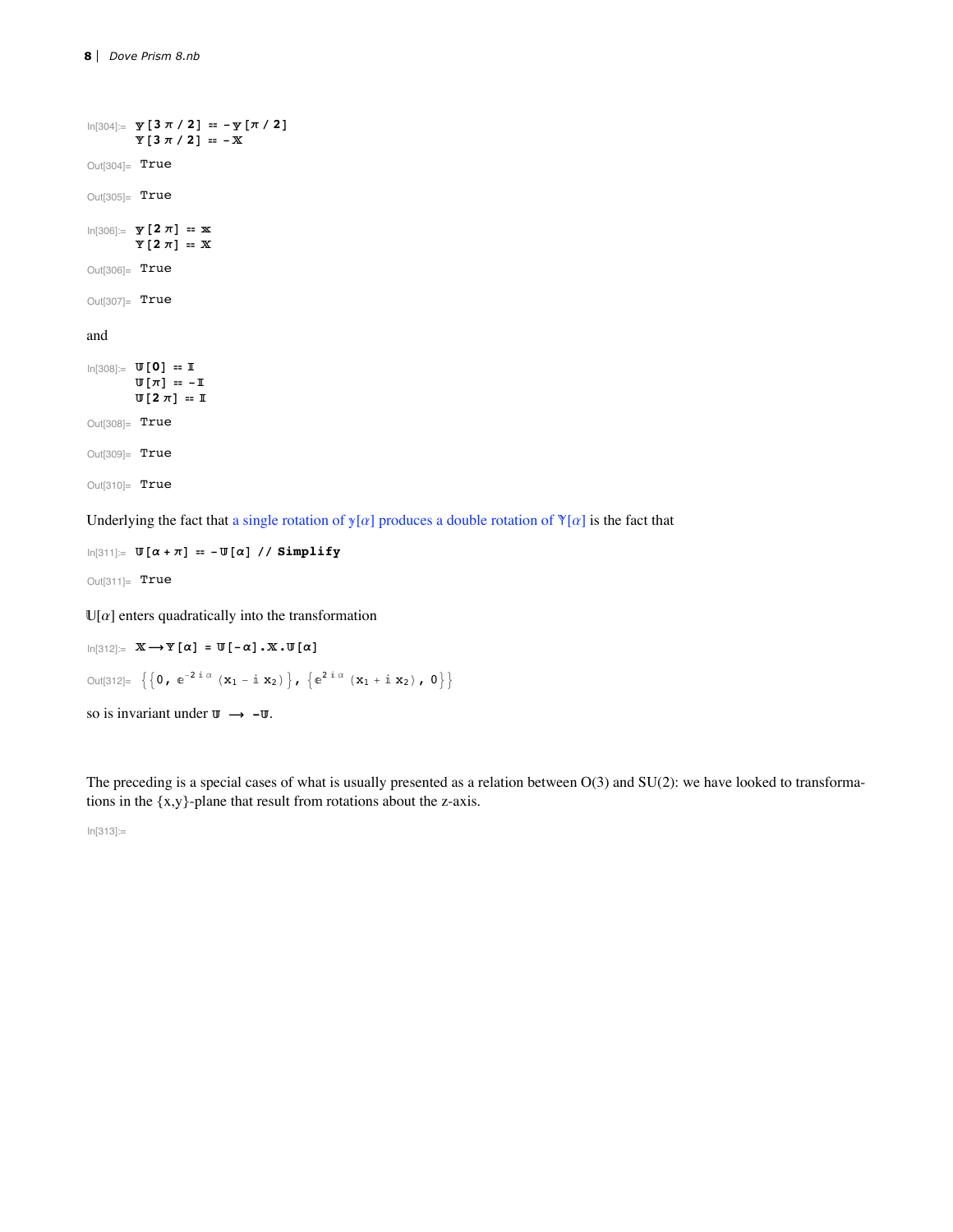```
In[304]:= 𝕪[3 π / 2] == -𝕪[π / 2]
          𝕐[3 π / 2] == -𝕏

Out[304]= True

Out[305]= True

In[306]:= 𝕪[2 π] == 𝕩
          𝕐[2 π] == 𝕏

Out[306]= True

Out[307]= True
```

and

```
In[308]:= 𝕌[0] == 𝕀
          𝕌[π] == -𝕀
          𝕌[2 π] == 𝕀

Out[308]= True

Out[309]= True

Out[310]= True
```

Underlying the fact that a single rotation of $\mathbb{y}[\alpha]$ produces a double rotation of $\mathbb{Y}[\alpha]$ is the fact that

```
In[311]:= 𝕌[α + π] == -𝕌[α] // Simplify

Out[311]= True
```

$\mathbb{U}[\alpha]$ enters quadratically into the transformation

```
In[312]:= 𝕏 ⟶ 𝕐[α] = 𝕌[-α].𝕏.𝕌[α]
```

$$\text{Out[312]= } \left\{\left\{0,\ e^{-2 i \alpha}\,(x_1 - i\, x_2)\right\},\ \left\{e^{2 i \alpha}\,(x_1 + i\, x_2),\ 0\right\}\right\}$$

so is invariant under $\mathbb{U} \longrightarrow -\mathbb{U}$.

The preceding is a special cases of what is usually presented as a relation between O(3) and SU(2): we have looked to transformations in the {x,y}-plane that result from rotations about the z-axis.

```
In[313]:=
```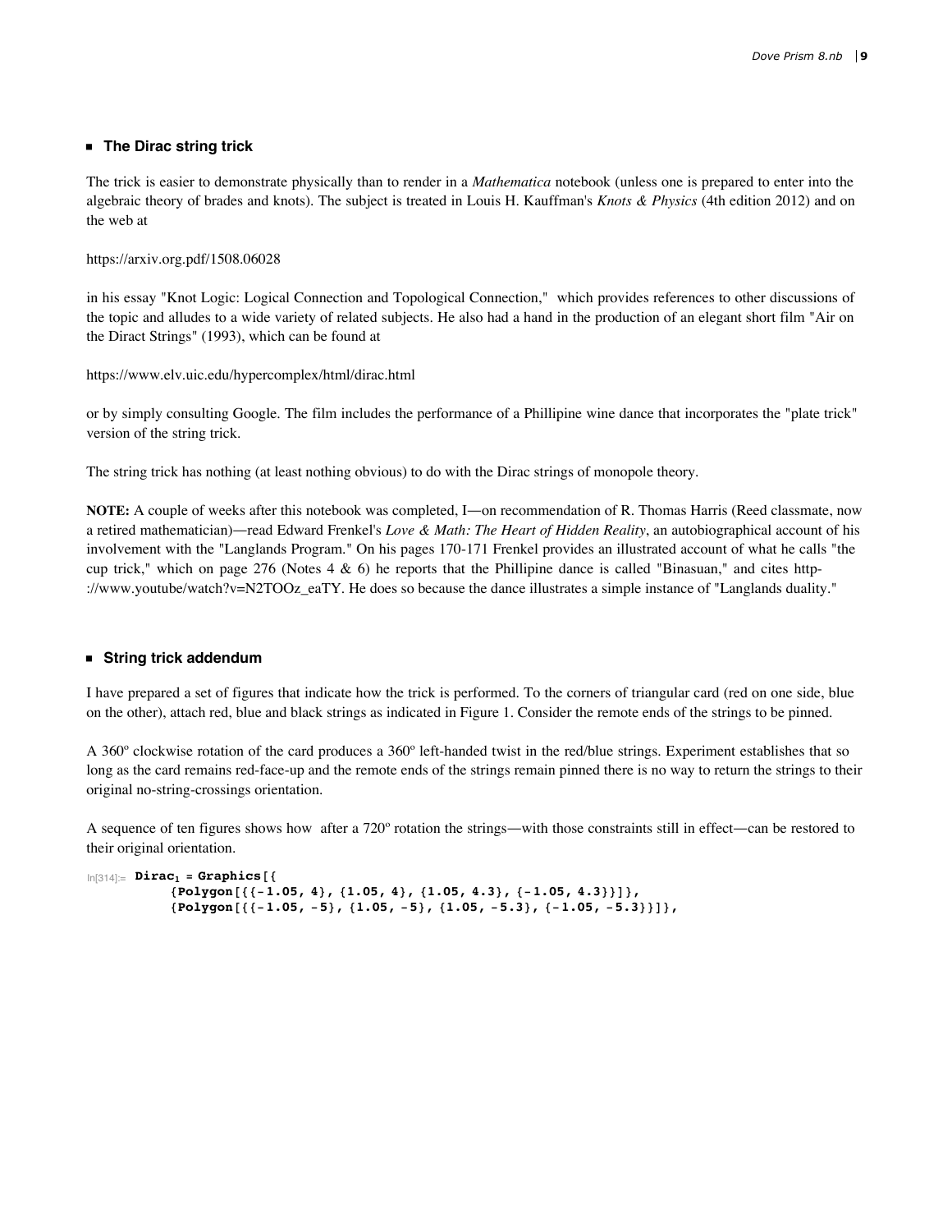### ■ The Dirac string trick

The trick is easier to demonstrate physically than to render in a *Mathematica* notebook (unless one is prepared to enter into the algebraic theory of brades and knots). The subject is treated in Louis H. Kauffman's *Knots & Physics* (4th edition 2012) and on the web at

https://arxiv.org.pdf/1508.06028

in his essay "Knot Logic: Logical Connection and Topological Connection," which provides references to other discussions of the topic and alludes to a wide variety of related subjects. He also had a hand in the production of an elegant short film "Air on the Diract Strings" (1993), which can be found at

https://www.elv.uic.edu/hypercomplex/html/dirac.html

or by simply consulting Google. The film includes the performance of a Phillipine wine dance that incorporates the "plate trick" version of the string trick.

The string trick has nothing (at least nothing obvious) to do with the Dirac strings of monopole theory.

**NOTE:** A couple of weeks after this notebook was completed, I—on recommendation of R. Thomas Harris (Reed classmate, now a retired mathematician)—read Edward Frenkel's *Love & Math: The Heart of Hidden Reality*, an autobiographical account of his involvement with the "Langlands Program." On his pages 170-171 Frenkel provides an illustrated account of what he calls "the cup trick," which on page 276 (Notes 4 & 6) he reports that the Phillipine dance is called "Binasuan," and cites http-://www.youtube/watch?v=N2TOOz_eaTY. He does so because the dance illustrates a simple instance of "Langlands duality."

### ■ String trick addendum

I have prepared a set of figures that indicate how the trick is performed. To the corners of triangular card (red on one side, blue on the other), attach red, blue and black strings as indicated in Figure 1. Consider the remote ends of the strings to be pinned.

A 360º clockwise rotation of the card produces a 360º left-handed twist in the red/blue strings. Experiment establishes that so long as the card remains red-face-up and the remote ends of the strings remain pinned there is no way to return the strings to their original no-string-crossings orientation.

A sequence of ten figures shows how after a 720º rotation the strings—with those constraints still in effect—can be restored to their original orientation.

```
In[314]:= Dirac1 = Graphics[{
        {Polygon[{{-1.05, 4}, {1.05, 4}, {1.05, 4.3}, {-1.05, 4.3}}]},
        {Polygon[{{-1.05, -5}, {1.05, -5}, {1.05, -5.3}, {-1.05, -5.3}}]},
```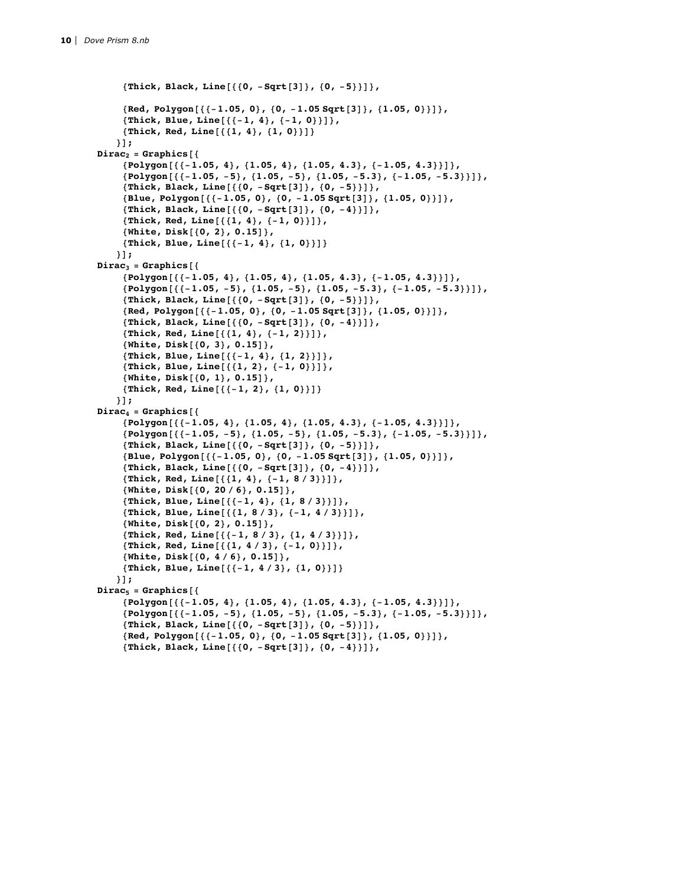```
      {Thick, Black, Line[{{0, -Sqrt[3]}, {0, -5}}]},

      {Red, Polygon[{{-1.05, 0}, {0, -1.05 Sqrt[3]}, {1.05, 0}}]},
      {Thick, Blue, Line[{{-1, 4}, {-1, 0}}]},
      {Thick, Red, Line[{{1, 4}, {1, 0}}]}
     }];
  Dirac2 = Graphics[{
      {Polygon[{{-1.05, 4}, {1.05, 4}, {1.05, 4.3}, {-1.05, 4.3}}]},
      {Polygon[{{-1.05, -5}, {1.05, -5}, {1.05, -5.3}, {-1.05, -5.3}}]},
      {Thick, Black, Line[{{0, -Sqrt[3]}, {0, -5}}]},
      {Blue, Polygon[{{-1.05, 0}, {0, -1.05 Sqrt[3]}, {1.05, 0}}]},
      {Thick, Black, Line[{{0, -Sqrt[3]}, {0, -4}}]},
      {Thick, Red, Line[{{1, 4}, {-1, 0}}]},
      {White, Disk[{0, 2}, 0.15]},
      {Thick, Blue, Line[{{-1, 4}, {1, 0}}]}
     }];
  Dirac3 = Graphics[{
      {Polygon[{{-1.05, 4}, {1.05, 4}, {1.05, 4.3}, {-1.05, 4.3}}]},
      {Polygon[{{-1.05, -5}, {1.05, -5}, {1.05, -5.3}, {-1.05, -5.3}}]},
      {Thick, Black, Line[{{0, -Sqrt[3]}, {0, -5}}]},
      {Red, Polygon[{{-1.05, 0}, {0, -1.05 Sqrt[3]}, {1.05, 0}}]},
      {Thick, Black, Line[{{0, -Sqrt[3]}, {0, -4}}]},
      {Thick, Red, Line[{{1, 4}, {-1, 2}}]},
      {White, Disk[{0, 3}, 0.15]},
      {Thick, Blue, Line[{{-1, 4}, {1, 2}}]},
      {Thick, Blue, Line[{{1, 2}, {-1, 0}}]},
      {White, Disk[{0, 1}, 0.15]},
      {Thick, Red, Line[{{-1, 2}, {1, 0}}]}
     }];
  Dirac4 = Graphics[{
      {Polygon[{{-1.05, 4}, {1.05, 4}, {1.05, 4.3}, {-1.05, 4.3}}]},
      {Polygon[{{-1.05, -5}, {1.05, -5}, {1.05, -5.3}, {-1.05, -5.3}}]},
      {Thick, Black, Line[{{0, -Sqrt[3]}, {0, -5}}]},
      {Blue, Polygon[{{-1.05, 0}, {0, -1.05 Sqrt[3]}, {1.05, 0}}]},
      {Thick, Black, Line[{{0, -Sqrt[3]}, {0, -4}}]},
      {Thick, Red, Line[{{1, 4}, {-1, 8 / 3}}]},
      {White, Disk[{0, 20 / 6}, 0.15]},
      {Thick, Blue, Line[{{-1, 4}, {1, 8 / 3}}]},
      {Thick, Blue, Line[{{1, 8 / 3}, {-1, 4 / 3}}]},
      {White, Disk[{0, 2}, 0.15]},
      {Thick, Red, Line[{{-1, 8 / 3}, {1, 4 / 3}}]},
      {Thick, Red, Line[{{1, 4 / 3}, {-1, 0}}]},
      {White, Disk[{0, 4 / 6}, 0.15]},
      {Thick, Blue, Line[{{-1, 4 / 3}, {1, 0}}]}
     }];
  Dirac5 = Graphics[{
      {Polygon[{{-1.05, 4}, {1.05, 4}, {1.05, 4.3}, {-1.05, 4.3}}]},
      {Polygon[{{-1.05, -5}, {1.05, -5}, {1.05, -5.3}, {-1.05, -5.3}}]},
      {Thick, Black, Line[{{0, -Sqrt[3]}, {0, -5}}]},
      {Red, Polygon[{{-1.05, 0}, {0, -1.05 Sqrt[3]}, {1.05, 0}}]},
      {Thick, Black, Line[{{0, -Sqrt[3]}, {0, -4}}]},
```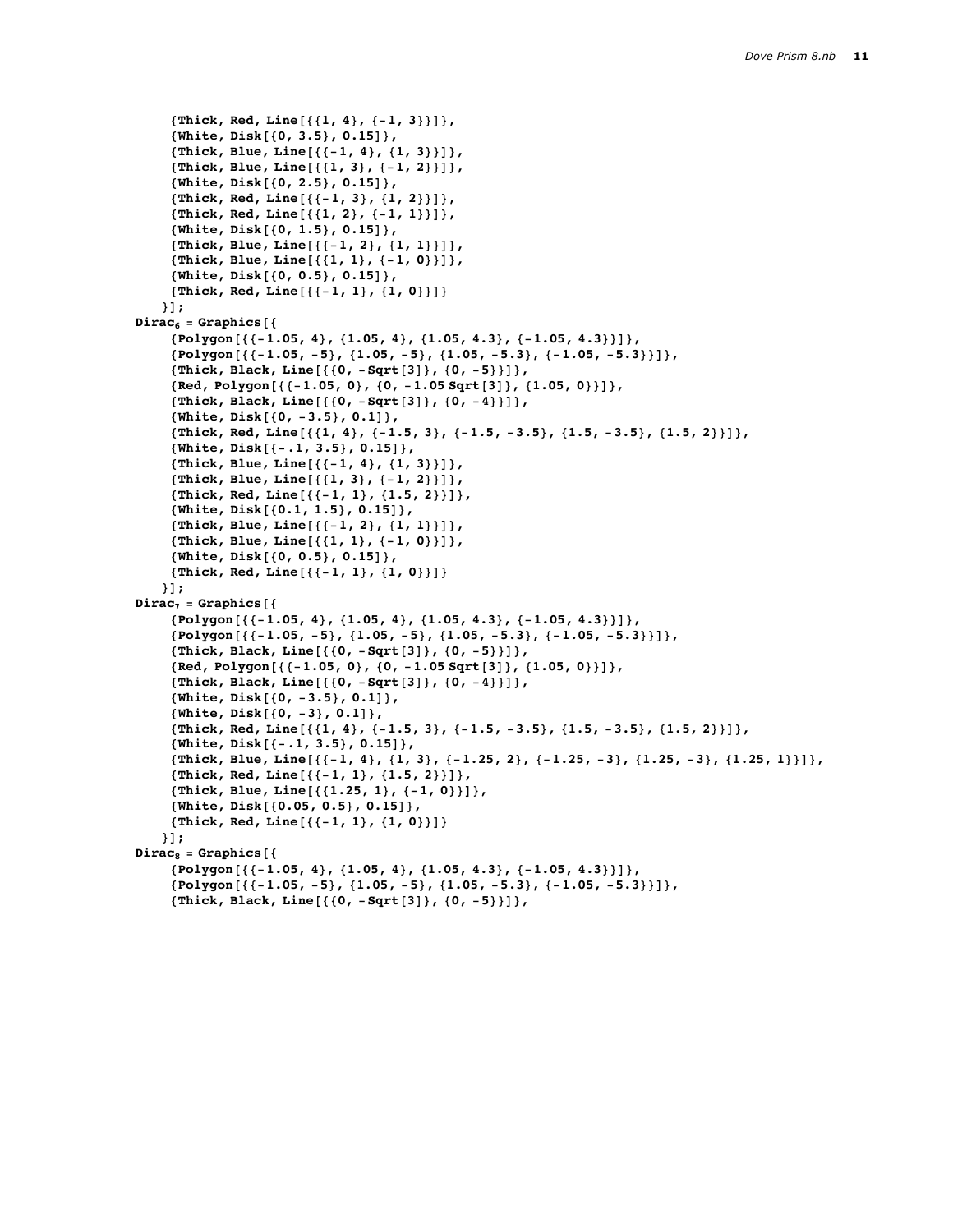```
{Thick, Red, Line[{{1, 4}, {-1, 3}}]},
    {White, Disk[{0, 3.5}, 0.15]},
    {Thick, Blue, Line[{{-1, 4}, {1, 3}}]},
    {Thick, Blue, Line[{{1, 3}, {-1, 2}}]},
    {White, Disk[{0, 2.5}, 0.15]},
    {Thick, Red, Line[{{-1, 3}, {1, 2}}]},
    {Thick, Red, Line[{{1, 2}, {-1, 1}}]},
    {White, Disk[{0, 1.5}, 0.15]},
    {Thick, Blue, Line[{{-1, 2}, {1, 1}}]},
    {Thick, Blue, Line[{{1, 1}, {-1, 0}}]},
    {White, Disk[{0, 0.5}, 0.15]},
    {Thick, Red, Line[{{-1, 1}, {1, 0}}]}
   }];
Dirac6 = Graphics[{
    {Polygon[{{-1.05, 4}, {1.05, 4}, {1.05, 4.3}, {-1.05, 4.3}}]},
    {Polygon[{{-1.05, -5}, {1.05, -5}, {1.05, -5.3}, {-1.05, -5.3}}]},
    {Thick, Black, Line[{{0, -Sqrt[3]}, {0, -5}}]},
    {Red, Polygon[{{-1.05, 0}, {0, -1.05 Sqrt[3]}, {1.05, 0}}]},
    {Thick, Black, Line[{{0, -Sqrt[3]}, {0, -4}}]},
    {White, Disk[{0, -3.5}, 0.1]},
    {Thick, Red, Line[{{1, 4}, {-1.5, 3}, {-1.5, -3.5}, {1.5, -3.5}, {1.5, 2}}]},
    {White, Disk[{-.1, 3.5}, 0.15]},
    {Thick, Blue, Line[{{-1, 4}, {1, 3}}]},
    {Thick, Blue, Line[{{1, 3}, {-1, 2}}]},
    {Thick, Red, Line[{{-1, 1}, {1.5, 2}}]},
    {White, Disk[{0.1, 1.5}, 0.15]},
    {Thick, Blue, Line[{{-1, 2}, {1, 1}}]},
    {Thick, Blue, Line[{{1, 1}, {-1, 0}}]},
    {White, Disk[{0, 0.5}, 0.15]},
    {Thick, Red, Line[{{-1, 1}, {1, 0}}]}
   }];
Dirac7 = Graphics[{
    {Polygon[{{-1.05, 4}, {1.05, 4}, {1.05, 4.3}, {-1.05, 4.3}}]},
    {Polygon[{{-1.05, -5}, {1.05, -5}, {1.05, -5.3}, {-1.05, -5.3}}]},
    {Thick, Black, Line[{{0, -Sqrt[3]}, {0, -5}}]},
    {Red, Polygon[{{-1.05, 0}, {0, -1.05 Sqrt[3]}, {1.05, 0}}]},
    {Thick, Black, Line[{{0, -Sqrt[3]}, {0, -4}}]},
    {White, Disk[{0, -3.5}, 0.1]},
    {White, Disk[{0, -3}, 0.1]},
    {Thick, Red, Line[{{1, 4}, {-1.5, 3}, {-1.5, -3.5}, {1.5, -3.5}, {1.5, 2}}]},
    {White, Disk[{-.1, 3.5}, 0.15]},
    {Thick, Blue, Line[{{-1, 4}, {1, 3}, {-1.25, 2}, {-1.25, -3}, {1.25, -3}, {1.25, 1}}]},
    {Thick, Red, Line[{{-1, 1}, {1.5, 2}}]},
    {Thick, Blue, Line[{{1.25, 1}, {-1, 0}}]},
    {White, Disk[{0.05, 0.5}, 0.15]},
    {Thick, Red, Line[{{-1, 1}, {1, 0}}]}
   }];
Dirac8 = Graphics[{
    {Polygon[{{-1.05, 4}, {1.05, 4}, {1.05, 4.3}, {-1.05, 4.3}}]},
    {Polygon[{{-1.05, -5}, {1.05, -5}, {1.05, -5.3}, {-1.05, -5.3}}]},
    {Thick, Black, Line[{{0, -Sqrt[3]}, {0, -5}}]},
```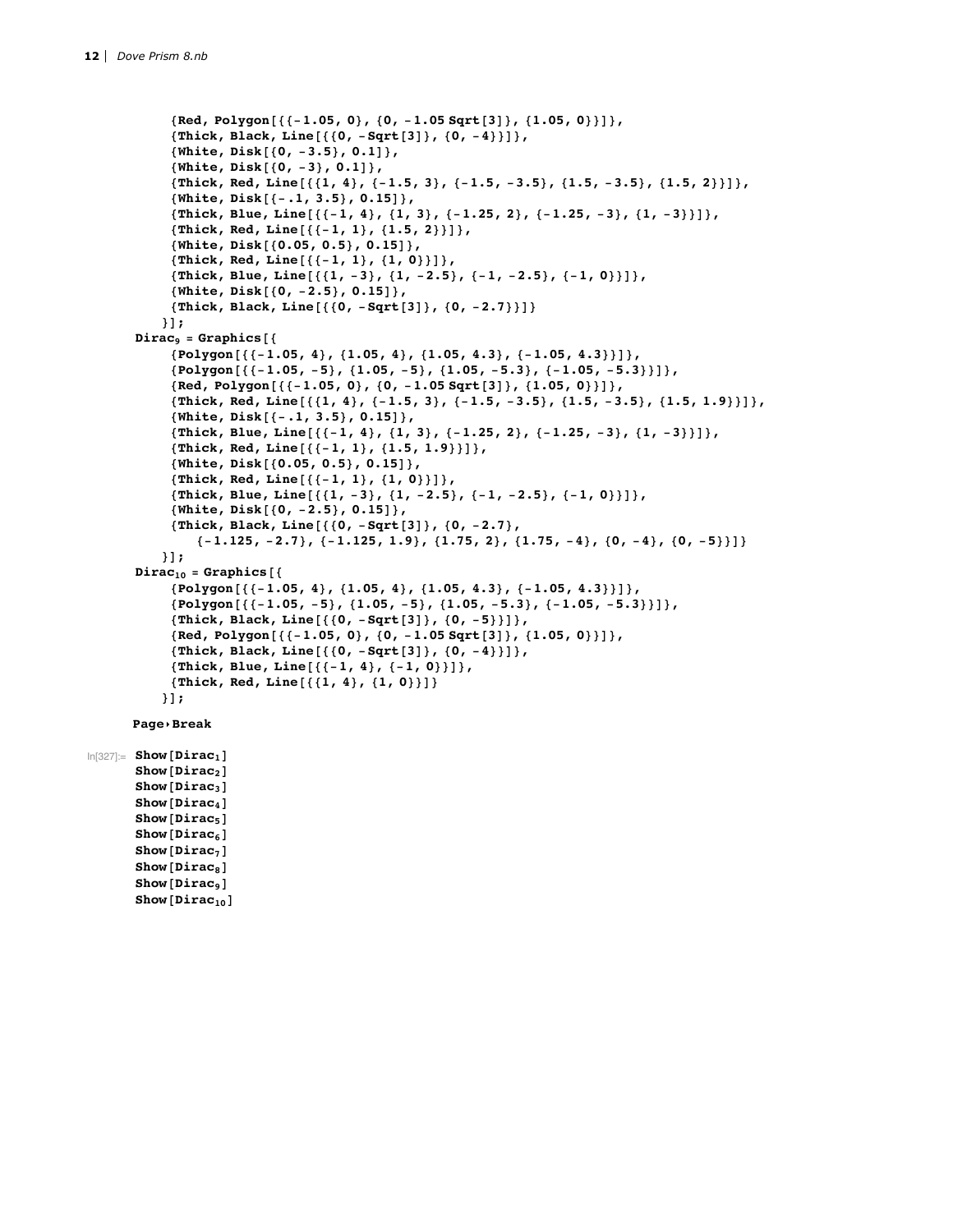```
    {Red, Polygon[{{-1.05, 0}, {0, -1.05 Sqrt[3]}, {1.05, 0}}]},
    {Thick, Black, Line[{{0, -Sqrt[3]}, {0, -4}}]},
    {White, Disk[{0, -3.5}, 0.1]},
    {White, Disk[{0, -3}, 0.1]},
    {Thick, Red, Line[{{1, 4}, {-1.5, 3}, {-1.5, -3.5}, {1.5, -3.5}, {1.5, 2}}]},
    {White, Disk[{-.1, 3.5}, 0.15]},
    {Thick, Blue, Line[{{-1, 4}, {1, 3}, {-1.25, 2}, {-1.25, -3}, {1, -3}}]},
    {Thick, Red, Line[{{-1, 1}, {1.5, 2}}]},
    {White, Disk[{0.05, 0.5}, 0.15]},
    {Thick, Red, Line[{{-1, 1}, {1, 0}}]},
    {Thick, Blue, Line[{{1, -3}, {1, -2.5}, {-1, -2.5}, {-1, 0}}]},
    {White, Disk[{0, -2.5}, 0.15]},
    {Thick, Black, Line[{{0, -Sqrt[3]}, {0, -2.7}}]}
   }];
Dirac9 = Graphics[{
    {Polygon[{{-1.05, 4}, {1.05, 4}, {1.05, 4.3}, {-1.05, 4.3}}]},
    {Polygon[{{-1.05, -5}, {1.05, -5}, {1.05, -5.3}, {-1.05, -5.3}}]},
    {Red, Polygon[{{-1.05, 0}, {0, -1.05 Sqrt[3]}, {1.05, 0}}]},
    {Thick, Red, Line[{{1, 4}, {-1.5, 3}, {-1.5, -3.5}, {1.5, -3.5}, {1.5, 1.9}}]},
    {White, Disk[{-.1, 3.5}, 0.15]},
    {Thick, Blue, Line[{{-1, 4}, {1, 3}, {-1.25, 2}, {-1.25, -3}, {1, -3}}]},
    {Thick, Red, Line[{{-1, 1}, {1.5, 1.9}}]},
    {White, Disk[{0.05, 0.5}, 0.15]},
    {Thick, Red, Line[{{-1, 1}, {1, 0}}]},
    {Thick, Blue, Line[{{1, -3}, {1, -2.5}, {-1, -2.5}, {-1, 0}}]},
    {White, Disk[{0, -2.5}, 0.15]},
    {Thick, Black, Line[{{0, -Sqrt[3]}, {0, -2.7},
       {-1.125, -2.7}, {-1.125, 1.9}, {1.75, 2}, {1.75, -4}, {0, -4}, {0, -5}}]}
   }];
Dirac10 = Graphics[{
    {Polygon[{{-1.05, 4}, {1.05, 4}, {1.05, 4.3}, {-1.05, 4.3}}]},
    {Polygon[{{-1.05, -5}, {1.05, -5}, {1.05, -5.3}, {-1.05, -5.3}}]},
    {Thick, Black, Line[{{0, -Sqrt[3]}, {0, -5}}]},
    {Red, Polygon[{{-1.05, 0}, {0, -1.05 Sqrt[3]}, {1.05, 0}}]},
    {Thick, Black, Line[{{0, -Sqrt[3]}, {0, -4}}]},
    {Thick, Blue, Line[{{-1, 4}, {-1, 0}}]},
    {Thick, Red, Line[{{1, 4}, {1, 0}}]}
   }];
Page▸Break
```

```
In[327]:= Show[Dirac1]
Show[Dirac2]
Show[Dirac3]
Show[Dirac4]
Show[Dirac5]
Show[Dirac6]
Show[Dirac7]
Show[Dirac8]
Show[Dirac9]
Show[Dirac10]
```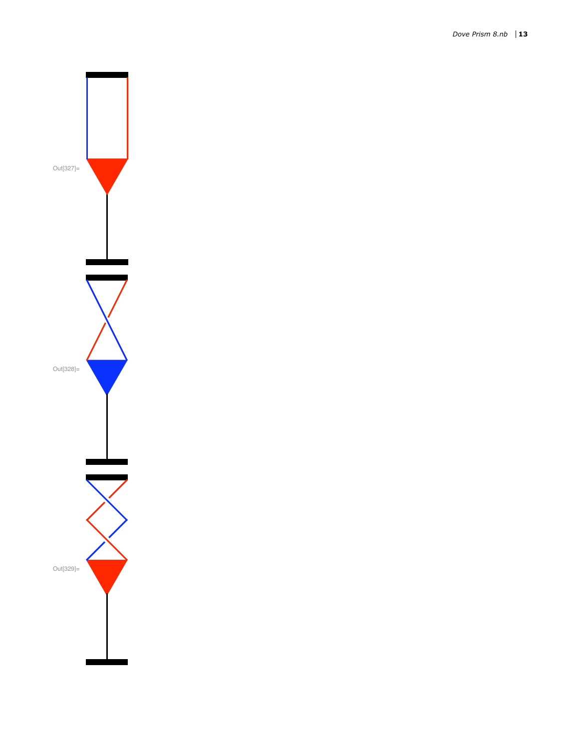Out[327]=

Out[328]=

Out[329]=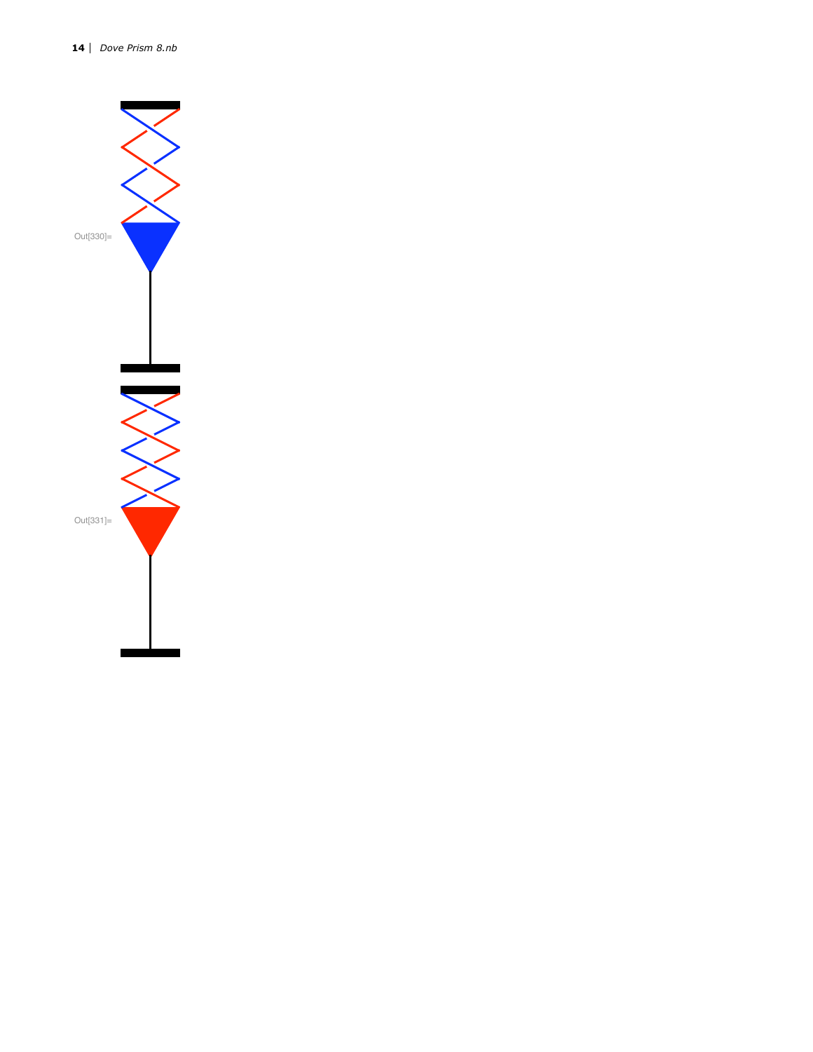Out[330]=

Out[331]=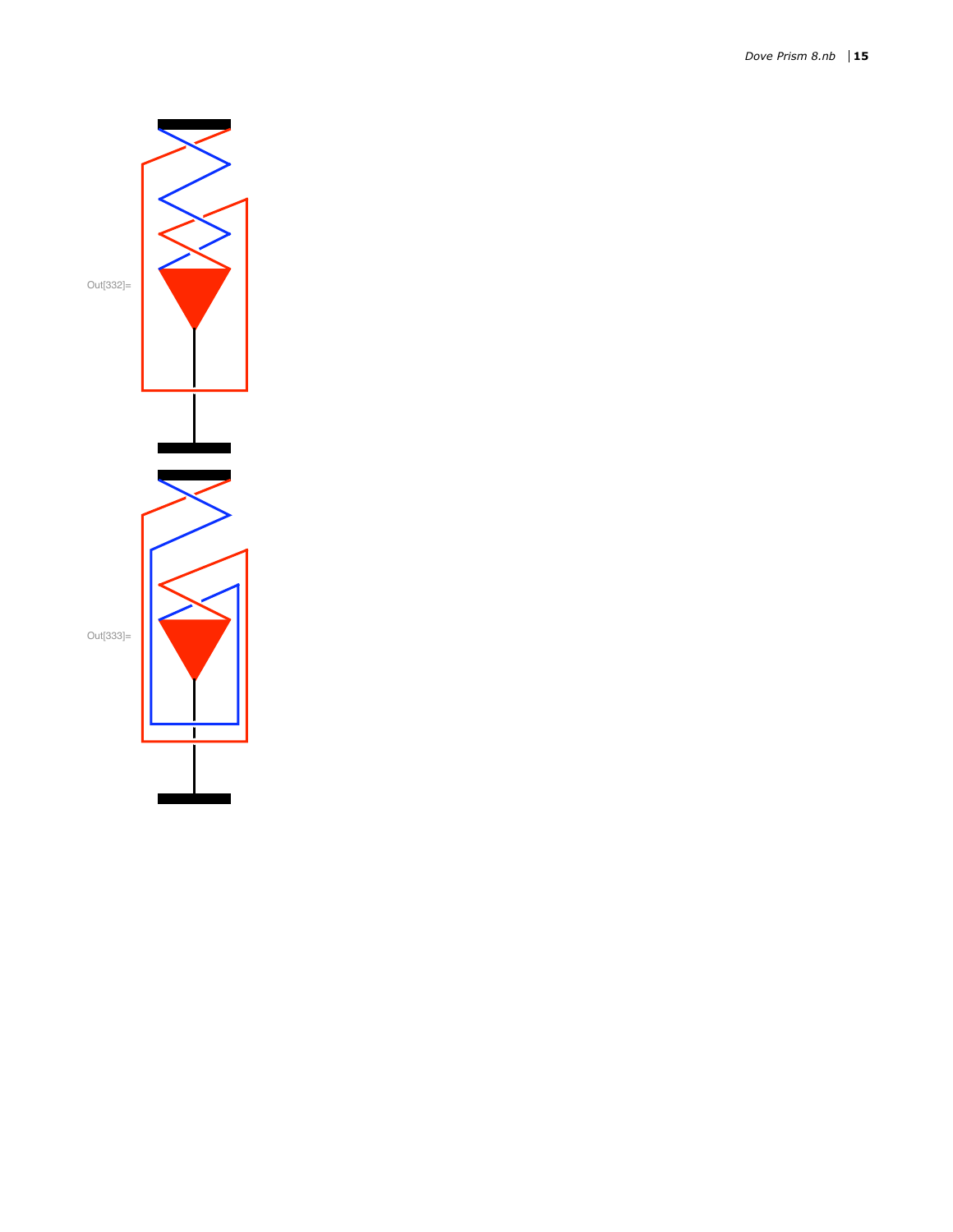Out[332]=

Out[333]=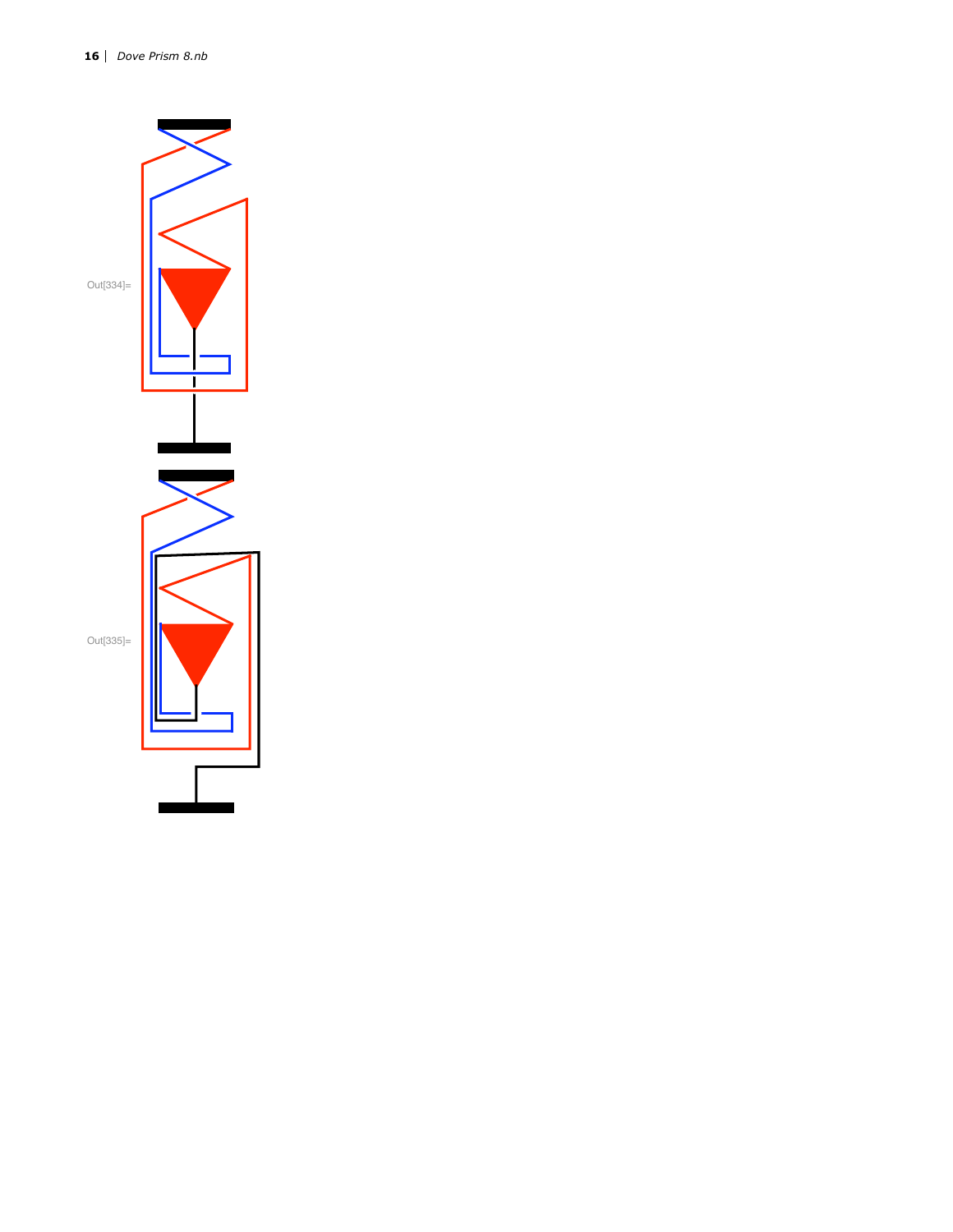Out[334]=

Out[335]=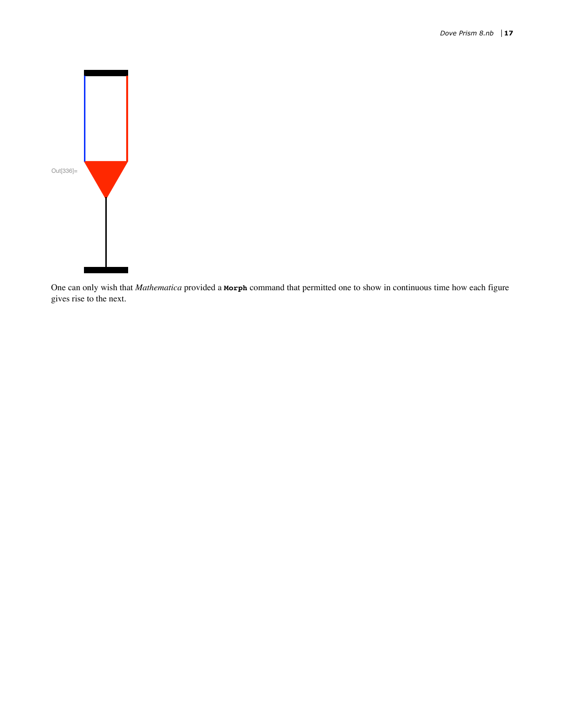Out[336]=

One can only wish that *Mathematica* provided a **`Morph`** command that permitted one to show in continuous time how each figure gives rise to the next.